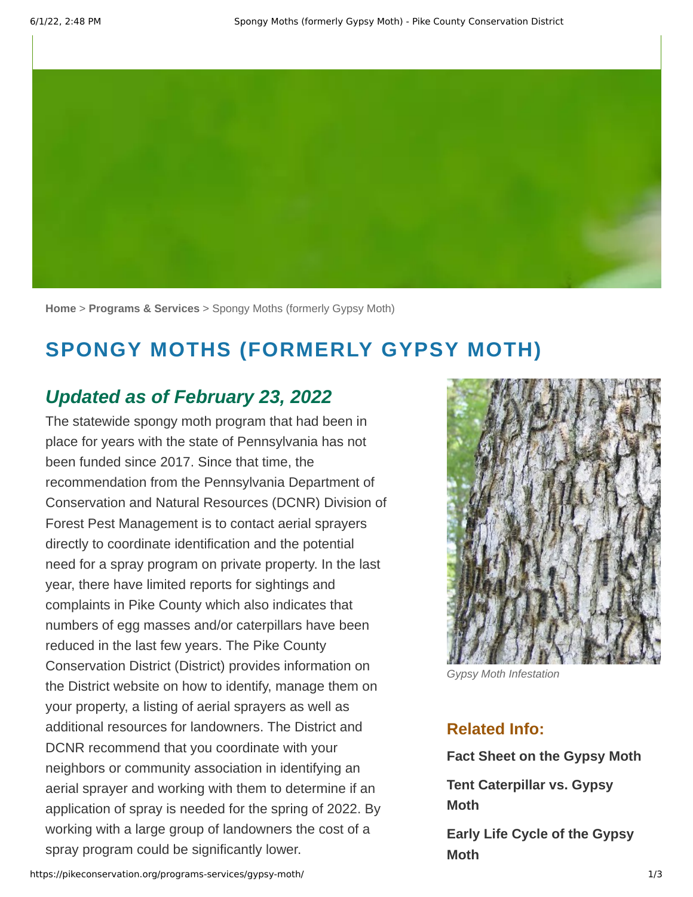Home > Programs & Services > Spongy Moths (formerly Gypsy Moth)

# SPONGY MOTHS (FORMERLY GYPSY MOTH)

## *Updated as of February 23, 2022*

The statewide spongy moth program that had been in place for years with the state of Pennsylvania has not been funded since 2017. Since that time, the recommendation from the Pennsylvania Department of Conservation and Natural Resources (DCNR) Division of Forest Pest Management is to contact aerial sprayers directly to coordinate identification and the potential need for a spray program on private property. In the last year, there have limited reports for sightings and complaints in Pike County which also indicates that numbers of egg masses and/or caterpillars have been reduced in the last few years. The Pike County Conservation District (District) provides information on the District website on how to identify, manage them on your property, a listing of aerial sprayers as well as additional resources for landowners. The District and DCNR recommend that you coordinate with your neighbors or community association in identifying an aerial sprayer and working with them to determine if an application of spray is needed for the spring of 2022. By working with a large group of landowners the cost of a spray program could be significantly lower.

*Gypsy Moth Infestation*

### Related Info:

**Fact Sheet on the Gypsy Moth**

**Tent Caterpillar vs. Gypsy Moth**

**Early Life Cycle of the Gypsy Moth**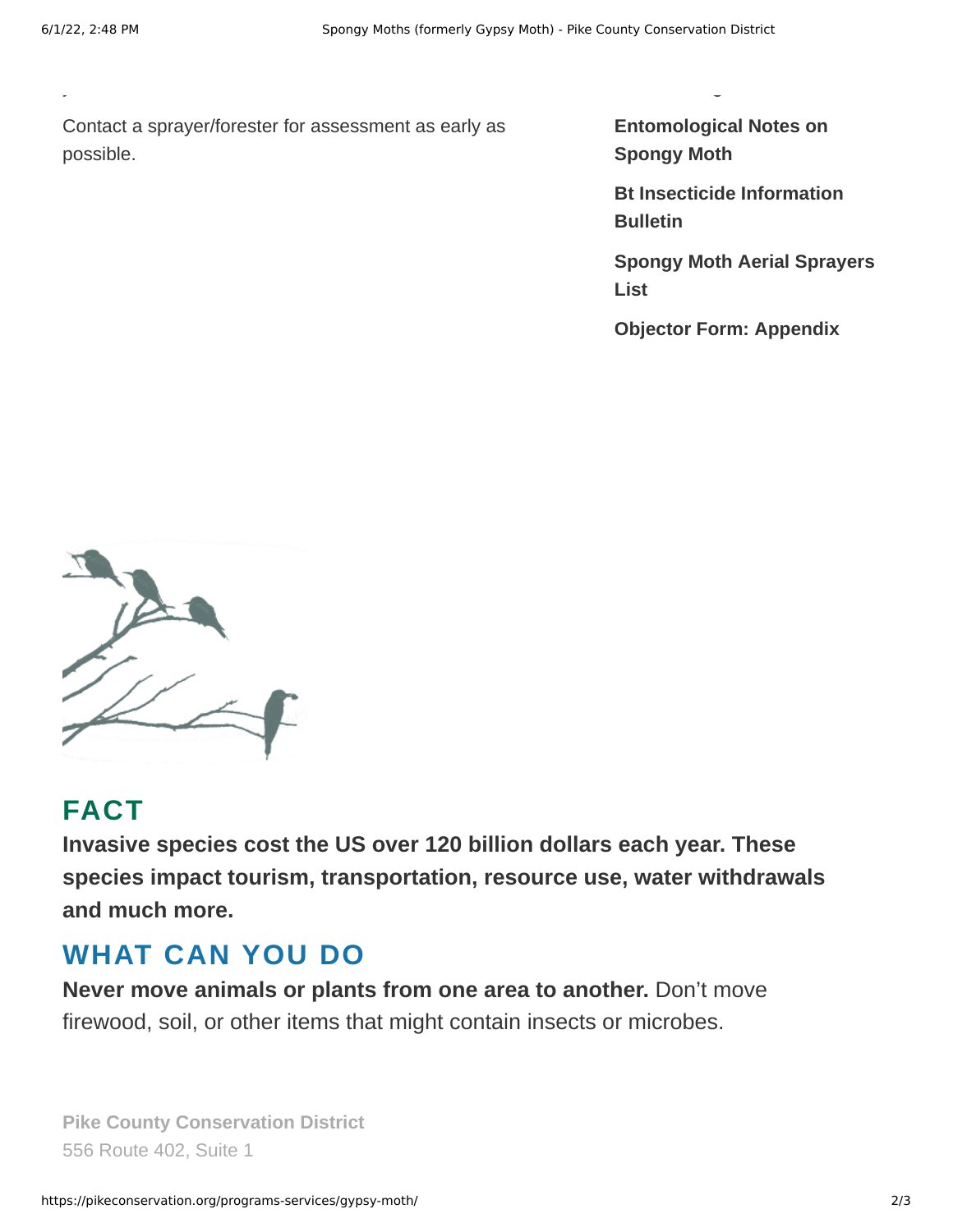Contact a sprayer/forester for assessment as early as possible.

**Entomological Notes on Spongy Moth**

**Bt Insecticide Information Bulletin**

**Spongy Moth Aerial Sprayers List**

**Objector Form: Appendix**

## FACT

**Invasive species cost the US over 120 billion dollars each year. These species impact tourism, transportation, resource use, water withdrawals and much more.**

## WHAT CAN YOU DO

**Never move animals or plants from one area to another.** Don't move firewood, soil, or other items that might contain insects or microbes.

**Pike County Conservation District**
556 Route 402, Suite 1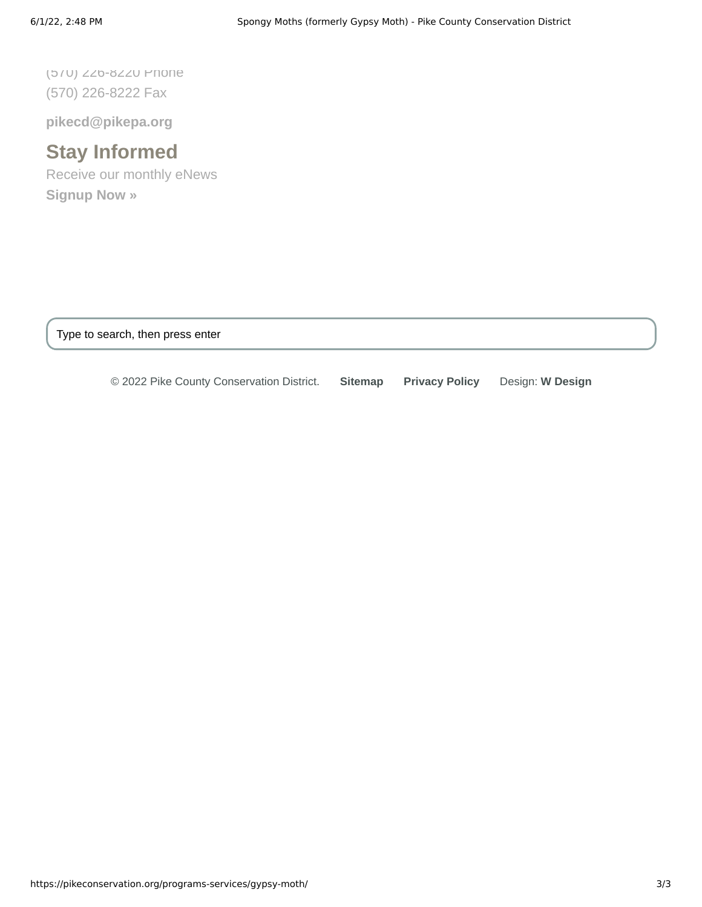(570) 226-8220 Phone
(570) 226-8222 Fax

**pikecd@pikepa.org**

## Stay Informed

Receive our monthly eNews

**Signup Now »**

Type to search, then press enter

© 2022 Pike County Conservation District. **Sitemap** **Privacy Policy** Design: **W Design**